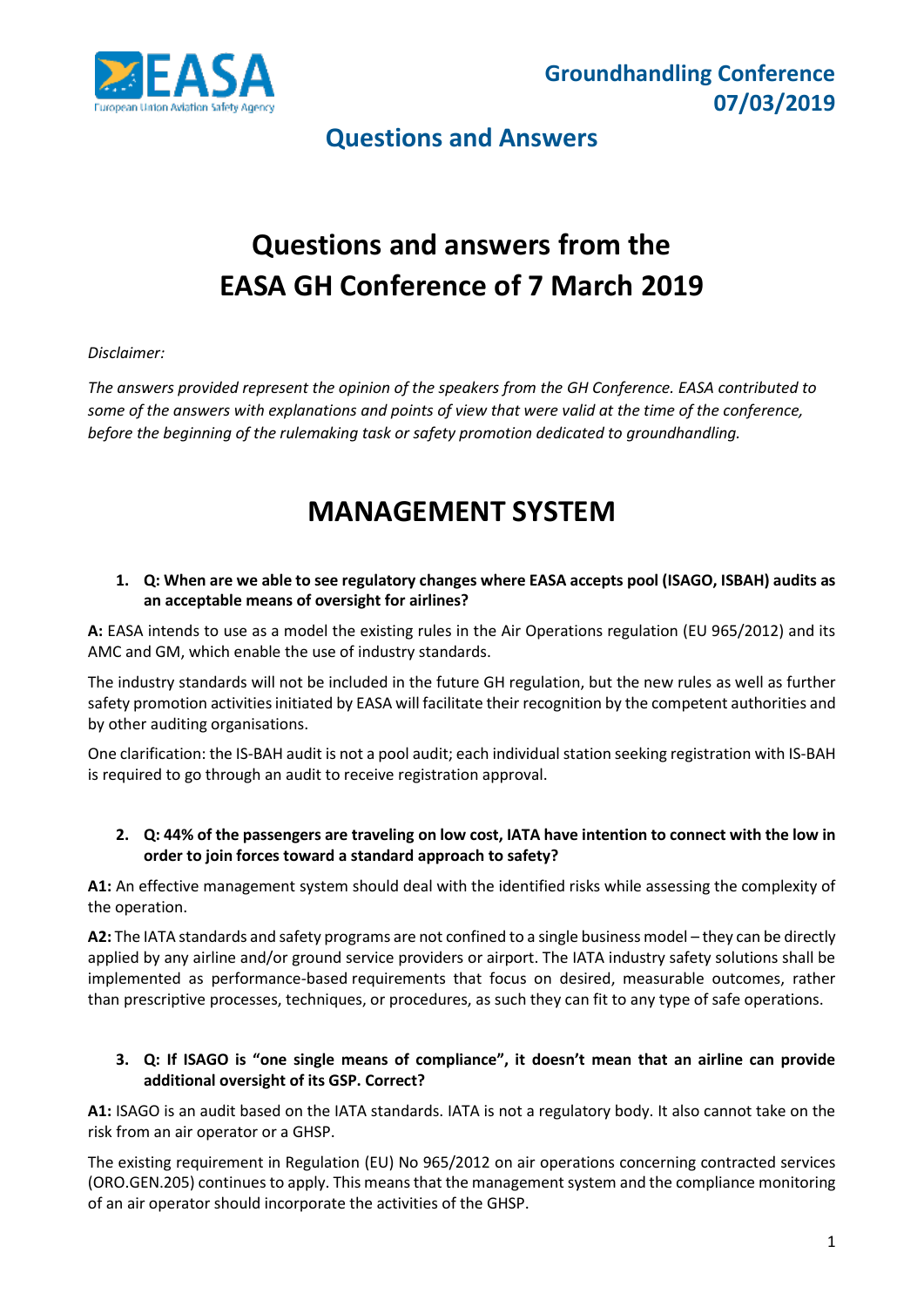**Groundhandling Conference 07/03/2019**

## Questions and Answers

# Questions and answers from the EASA GH Conference of 7 March 2019

*Disclaimer:*

*The answers provided represent the opinion of the speakers from the GH Conference. EASA contributed to some of the answers with explanations and points of view that were valid at the time of the conference, before the beginning of the rulemaking task or safety promotion dedicated to groundhandling.*

# MANAGEMENT SYSTEM

1. **Q: When are we able to see regulatory changes where EASA accepts pool (ISAGO, ISBAH) audits as an acceptable means of oversight for airlines?**

**A:** EASA intends to use as a model the existing rules in the Air Operations regulation (EU 965/2012) and its AMC and GM, which enable the use of industry standards.

The industry standards will not be included in the future GH regulation, but the new rules as well as further safety promotion activities initiated by EASA will facilitate their recognition by the competent authorities and by other auditing organisations.

One clarification: the IS-BAH audit is not a pool audit; each individual station seeking registration with IS-BAH is required to go through an audit to receive registration approval.

2. **Q: 44% of the passengers are traveling on low cost, IATA have intention to connect with the low in order to join forces toward a standard approach to safety?**

**A1:** An effective management system should deal with the identified risks while assessing the complexity of the operation.

**A2:** The IATA standards and safety programs are not confined to a single business model – they can be directly applied by any airline and/or ground service providers or airport. The IATA industry safety solutions shall be implemented as performance-based requirements that focus on desired, measurable outcomes, rather than prescriptive processes, techniques, or procedures, as such they can fit to any type of safe operations.

3. **Q: If ISAGO is "one single means of compliance", it doesn't mean that an airline can provide additional oversight of its GSP. Correct?**

**A1:** ISAGO is an audit based on the IATA standards. IATA is not a regulatory body. It also cannot take on the risk from an air operator or a GHSP.

The existing requirement in Regulation (EU) No 965/2012 on air operations concerning contracted services (ORO.GEN.205) continues to apply. This means that the management system and the compliance monitoring of an air operator should incorporate the activities of the GHSP.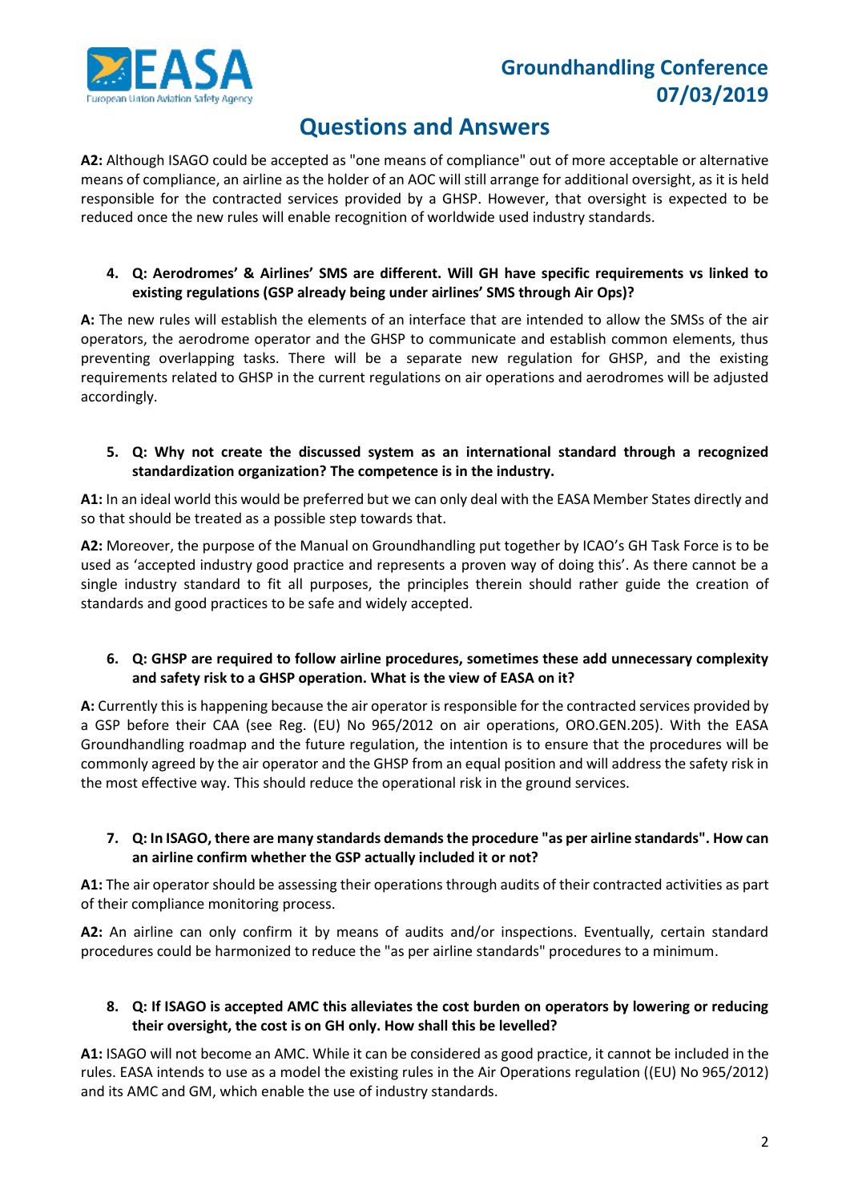**A2:** Although ISAGO could be accepted as "one means of compliance" out of more acceptable or alternative means of compliance, an airline as the holder of an AOC will still arrange for additional oversight, as it is held responsible for the contracted services provided by a GHSP. However, that oversight is expected to be reduced once the new rules will enable recognition of worldwide used industry standards.

4. **Q: Aerodromes' & Airlines' SMS are different. Will GH have specific requirements vs linked to existing regulations (GSP already being under airlines' SMS through Air Ops)?**

**A:** The new rules will establish the elements of an interface that are intended to allow the SMSs of the air operators, the aerodrome operator and the GHSP to communicate and establish common elements, thus preventing overlapping tasks. There will be a separate new regulation for GHSP, and the existing requirements related to GHSP in the current regulations on air operations and aerodromes will be adjusted accordingly.

5. **Q: Why not create the discussed system as an international standard through a recognized standardization organization? The competence is in the industry.**

**A1:** In an ideal world this would be preferred but we can only deal with the EASA Member States directly and so that should be treated as a possible step towards that.

**A2:** Moreover, the purpose of the Manual on Groundhandling put together by ICAO's GH Task Force is to be used as 'accepted industry good practice and represents a proven way of doing this'. As there cannot be a single industry standard to fit all purposes, the principles therein should rather guide the creation of standards and good practices to be safe and widely accepted.

6. **Q: GHSP are required to follow airline procedures, sometimes these add unnecessary complexity and safety risk to a GHSP operation. What is the view of EASA on it?**

**A:** Currently this is happening because the air operator is responsible for the contracted services provided by a GSP before their CAA (see Reg. (EU) No 965/2012 on air operations, ORO.GEN.205). With the EASA Groundhandling roadmap and the future regulation, the intention is to ensure that the procedures will be commonly agreed by the air operator and the GHSP from an equal position and will address the safety risk in the most effective way. This should reduce the operational risk in the ground services.

7. **Q: In ISAGO, there are many standards demands the procedure "as per airline standards". How can an airline confirm whether the GSP actually included it or not?**

**A1:** The air operator should be assessing their operations through audits of their contracted activities as part of their compliance monitoring process.

**A2:** An airline can only confirm it by means of audits and/or inspections. Eventually, certain standard procedures could be harmonized to reduce the "as per airline standards" procedures to a minimum.

8. **Q: If ISAGO is accepted AMC this alleviates the cost burden on operators by lowering or reducing their oversight, the cost is on GH only. How shall this be levelled?**

**A1:** ISAGO will not become an AMC. While it can be considered as good practice, it cannot be included in the rules. EASA intends to use as a model the existing rules in the Air Operations regulation ((EU) No 965/2012) and its AMC and GM, which enable the use of industry standards.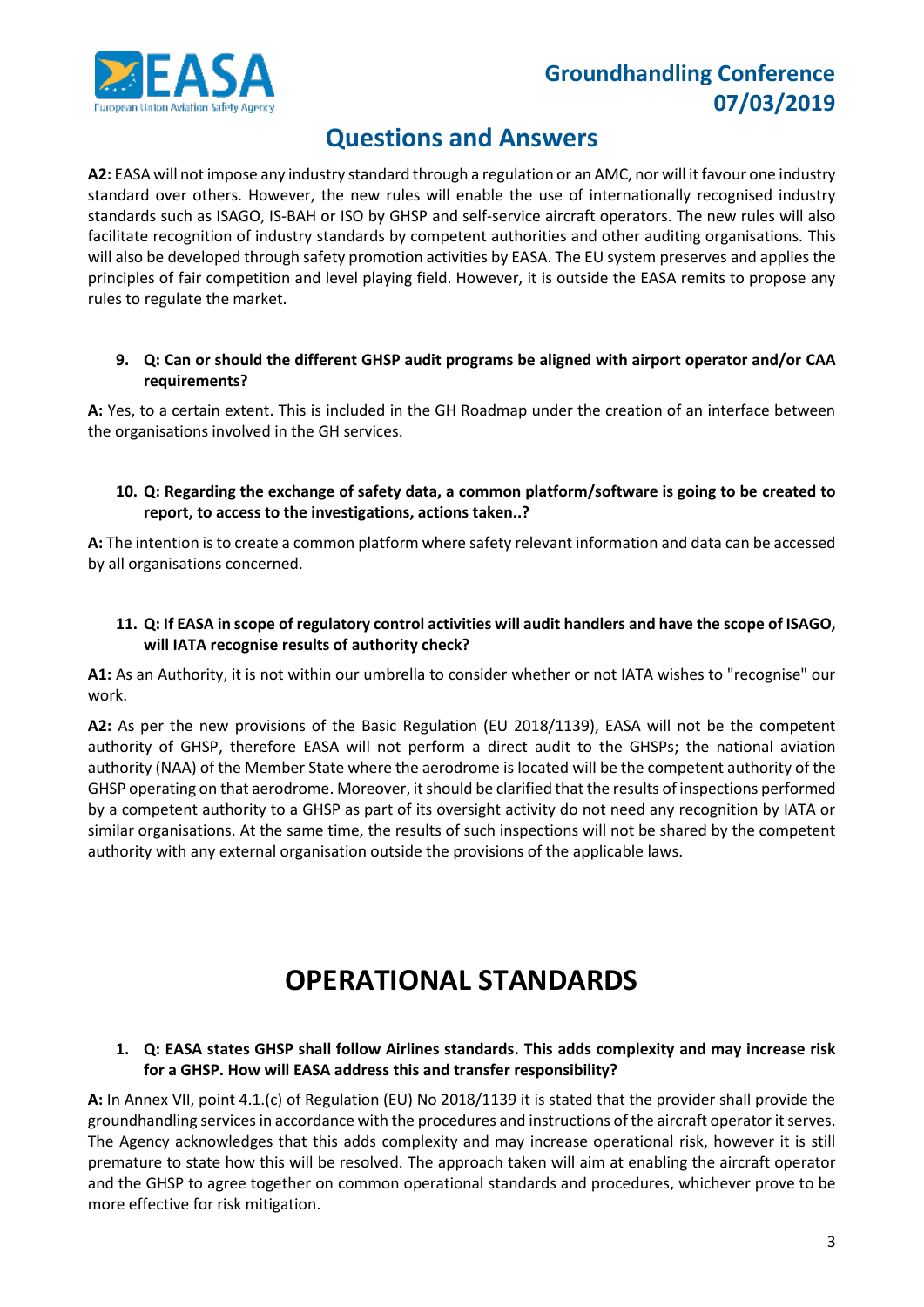## Questions and Answers

**A2:** EASA will not impose any industry standard through a regulation or an AMC, nor will it favour one industry standard over others. However, the new rules will enable the use of internationally recognised industry standards such as ISAGO, IS-BAH or ISO by GHSP and self-service aircraft operators. The new rules will also facilitate recognition of industry standards by competent authorities and other auditing organisations. This will also be developed through safety promotion activities by EASA. The EU system preserves and applies the principles of fair competition and level playing field. However, it is outside the EASA remits to propose any rules to regulate the market.

9. **Q: Can or should the different GHSP audit programs be aligned with airport operator and/or CAA requirements?**

**A:** Yes, to a certain extent. This is included in the GH Roadmap under the creation of an interface between the organisations involved in the GH services.

10. **Q: Regarding the exchange of safety data, a common platform/software is going to be created to report, to access to the investigations, actions taken..?**

**A:** The intention is to create a common platform where safety relevant information and data can be accessed by all organisations concerned.

11. **Q: If EASA in scope of regulatory control activities will audit handlers and have the scope of ISAGO, will IATA recognise results of authority check?**

**A1:** As an Authority, it is not within our umbrella to consider whether or not IATA wishes to "recognise" our work.

**A2:** As per the new provisions of the Basic Regulation (EU 2018/1139), EASA will not be the competent authority of GHSP, therefore EASA will not perform a direct audit to the GHSPs; the national aviation authority (NAA) of the Member State where the aerodrome is located will be the competent authority of the GHSP operating on that aerodrome. Moreover, it should be clarified that the results of inspections performed by a competent authority to a GHSP as part of its oversight activity do not need any recognition by IATA or similar organisations. At the same time, the results of such inspections will not be shared by the competent authority with any external organisation outside the provisions of the applicable laws.

# OPERATIONAL STANDARDS

1. **Q: EASA states GHSP shall follow Airlines standards. This adds complexity and may increase risk for a GHSP. How will EASA address this and transfer responsibility?**

**A:** In Annex VII, point 4.1.(c) of Regulation (EU) No 2018/1139 it is stated that the provider shall provide the groundhandling services in accordance with the procedures and instructions of the aircraft operator it serves. The Agency acknowledges that this adds complexity and may increase operational risk, however it is still premature to state how this will be resolved. The approach taken will aim at enabling the aircraft operator and the GHSP to agree together on common operational standards and procedures, whichever prove to be more effective for risk mitigation.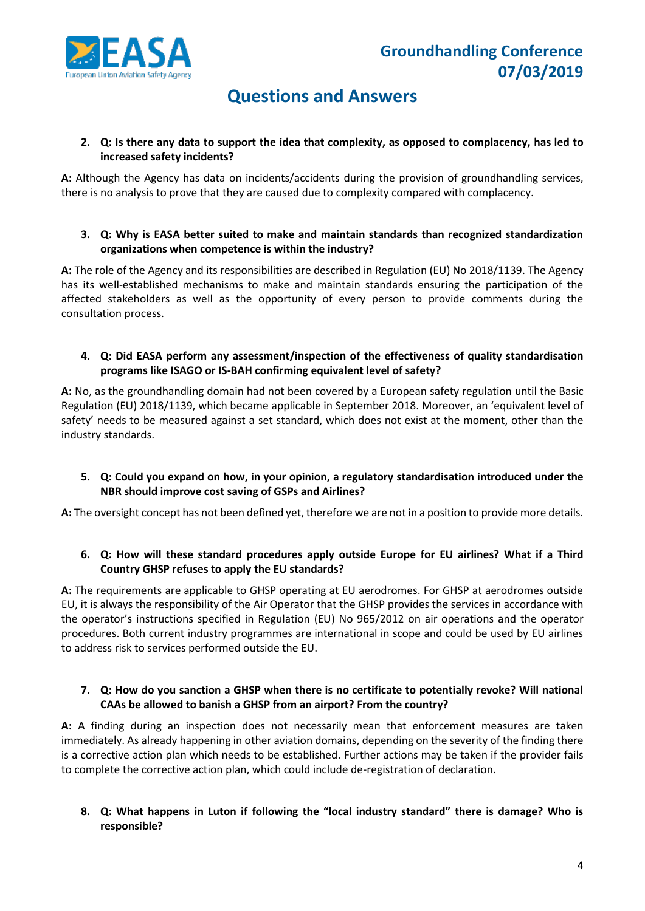# Questions and Answers

2. **Q: Is there any data to support the idea that complexity, as opposed to complacency, has led to increased safety incidents?**

**A:** Although the Agency has data on incidents/accidents during the provision of groundhandling services, there is no analysis to prove that they are caused due to complexity compared with complacency.

3. **Q: Why is EASA better suited to make and maintain standards than recognized standardization organizations when competence is within the industry?**

**A:** The role of the Agency and its responsibilities are described in Regulation (EU) No 2018/1139. The Agency has its well-established mechanisms to make and maintain standards ensuring the participation of the affected stakeholders as well as the opportunity of every person to provide comments during the consultation process.

4. **Q: Did EASA perform any assessment/inspection of the effectiveness of quality standardisation programs like ISAGO or IS-BAH confirming equivalent level of safety?**

**A:** No, as the groundhandling domain had not been covered by a European safety regulation until the Basic Regulation (EU) 2018/1139, which became applicable in September 2018. Moreover, an 'equivalent level of safety' needs to be measured against a set standard, which does not exist at the moment, other than the industry standards.

5. **Q: Could you expand on how, in your opinion, a regulatory standardisation introduced under the NBR should improve cost saving of GSPs and Airlines?**

**A:** The oversight concept has not been defined yet, therefore we are not in a position to provide more details.

6. **Q: How will these standard procedures apply outside Europe for EU airlines? What if a Third Country GHSP refuses to apply the EU standards?**

**A:** The requirements are applicable to GHSP operating at EU aerodromes. For GHSP at aerodromes outside EU, it is always the responsibility of the Air Operator that the GHSP provides the services in accordance with the operator's instructions specified in Regulation (EU) No 965/2012 on air operations and the operator procedures. Both current industry programmes are international in scope and could be used by EU airlines to address risk to services performed outside the EU.

7. **Q: How do you sanction a GHSP when there is no certificate to potentially revoke? Will national CAAs be allowed to banish a GHSP from an airport? From the country?**

**A:** A finding during an inspection does not necessarily mean that enforcement measures are taken immediately. As already happening in other aviation domains, depending on the severity of the finding there is a corrective action plan which needs to be established. Further actions may be taken if the provider fails to complete the corrective action plan, which could include de-registration of declaration.

8. **Q: What happens in Luton if following the "local industry standard" there is damage? Who is responsible?**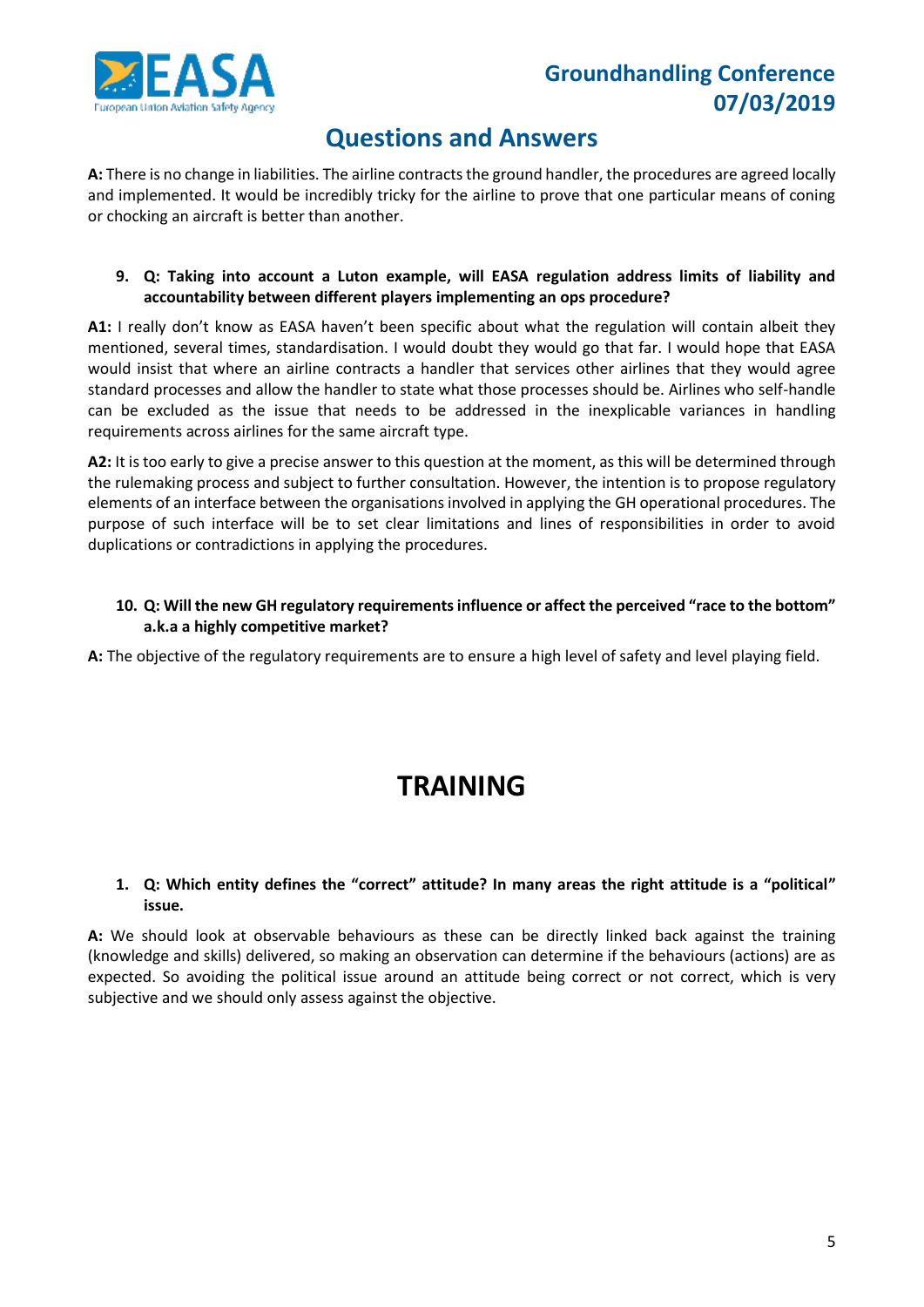**A:** There is no change in liabilities. The airline contracts the ground handler, the procedures are agreed locally and implemented. It would be incredibly tricky for the airline to prove that one particular means of coning or chocking an aircraft is better than another.

9. **Q: Taking into account a Luton example, will EASA regulation address limits of liability and accountability between different players implementing an ops procedure?**

**A1:** I really don't know as EASA haven't been specific about what the regulation will contain albeit they mentioned, several times, standardisation. I would doubt they would go that far. I would hope that EASA would insist that where an airline contracts a handler that services other airlines that they would agree standard processes and allow the handler to state what those processes should be. Airlines who self-handle can be excluded as the issue that needs to be addressed in the inexplicable variances in handling requirements across airlines for the same aircraft type.

**A2:** It is too early to give a precise answer to this question at the moment, as this will be determined through the rulemaking process and subject to further consultation. However, the intention is to propose regulatory elements of an interface between the organisations involved in applying the GH operational procedures. The purpose of such interface will be to set clear limitations and lines of responsibilities in order to avoid duplications or contradictions in applying the procedures.

10. **Q: Will the new GH regulatory requirements influence or affect the perceived "race to the bottom" a.k.a a highly competitive market?**

**A:** The objective of the regulatory requirements are to ensure a high level of safety and level playing field.

# TRAINING

1. **Q: Which entity defines the "correct" attitude? In many areas the right attitude is a "political" issue.**

**A:** We should look at observable behaviours as these can be directly linked back against the training (knowledge and skills) delivered, so making an observation can determine if the behaviours (actions) are as expected. So avoiding the political issue around an attitude being correct or not correct, which is very subjective and we should only assess against the objective.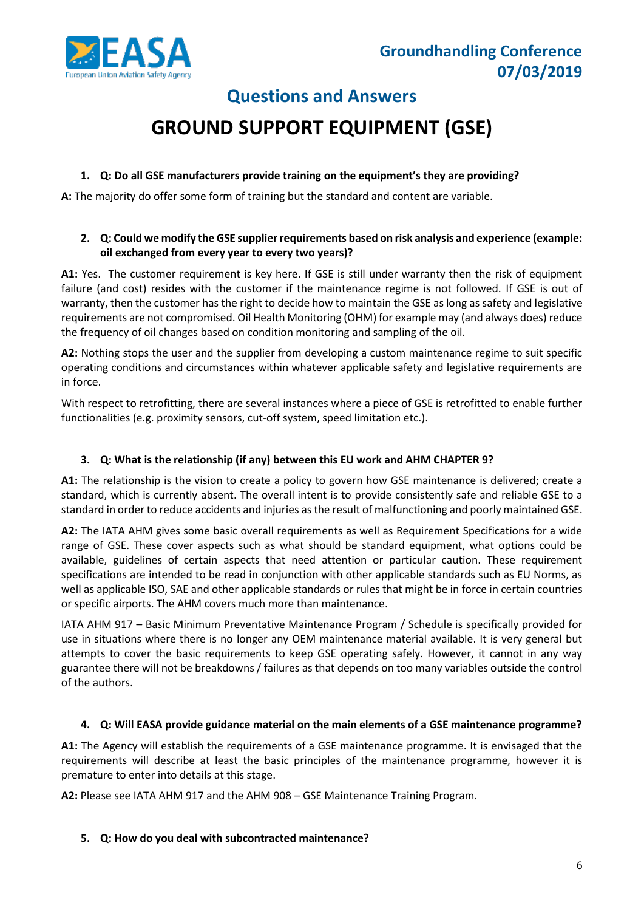## Questions and Answers

# GROUND SUPPORT EQUIPMENT (GSE)

1. **Q: Do all GSE manufacturers provide training on the equipment's they are providing?**

**A:** The majority do offer some form of training but the standard and content are variable.

2. **Q: Could we modify the GSE supplier requirements based on risk analysis and experience (example: oil exchanged from every year to every two years)?**

**A1:** Yes. The customer requirement is key here. If GSE is still under warranty then the risk of equipment failure (and cost) resides with the customer if the maintenance regime is not followed. If GSE is out of warranty, then the customer has the right to decide how to maintain the GSE as long as safety and legislative requirements are not compromised. Oil Health Monitoring (OHM) for example may (and always does) reduce the frequency of oil changes based on condition monitoring and sampling of the oil.

**A2:** Nothing stops the user and the supplier from developing a custom maintenance regime to suit specific operating conditions and circumstances within whatever applicable safety and legislative requirements are in force.

With respect to retrofitting, there are several instances where a piece of GSE is retrofitted to enable further functionalities (e.g. proximity sensors, cut-off system, speed limitation etc.).

3. **Q: What is the relationship (if any) between this EU work and AHM CHAPTER 9?**

**A1:** The relationship is the vision to create a policy to govern how GSE maintenance is delivered; create a standard, which is currently absent. The overall intent is to provide consistently safe and reliable GSE to a standard in order to reduce accidents and injuries as the result of malfunctioning and poorly maintained GSE.

**A2:** The IATA AHM gives some basic overall requirements as well as Requirement Specifications for a wide range of GSE. These cover aspects such as what should be standard equipment, what options could be available, guidelines of certain aspects that need attention or particular caution. These requirement specifications are intended to be read in conjunction with other applicable standards such as EU Norms, as well as applicable ISO, SAE and other applicable standards or rules that might be in force in certain countries or specific airports. The AHM covers much more than maintenance.

IATA AHM 917 – Basic Minimum Preventative Maintenance Program / Schedule is specifically provided for use in situations where there is no longer any OEM maintenance material available. It is very general but attempts to cover the basic requirements to keep GSE operating safely. However, it cannot in any way guarantee there will not be breakdowns / failures as that depends on too many variables outside the control of the authors.

4. **Q: Will EASA provide guidance material on the main elements of a GSE maintenance programme?**

**A1:** The Agency will establish the requirements of a GSE maintenance programme. It is envisaged that the requirements will describe at least the basic principles of the maintenance programme, however it is premature to enter into details at this stage.

**A2:** Please see IATA AHM 917 and the AHM 908 – GSE Maintenance Training Program.

5. **Q: How do you deal with subcontracted maintenance?**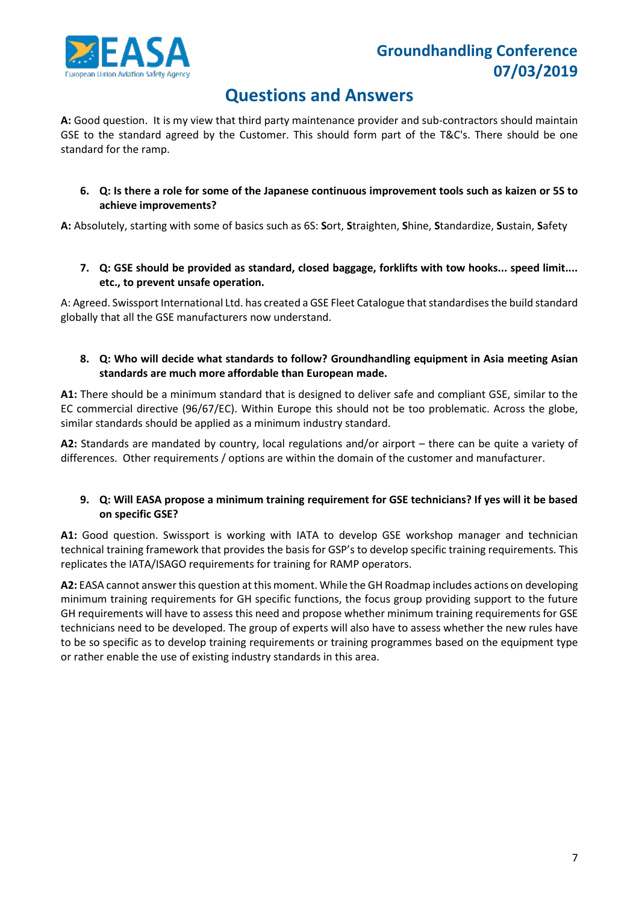## Questions and Answers

**A:** Good question. It is my view that third party maintenance provider and sub-contractors should maintain GSE to the standard agreed by the Customer. This should form part of the T&C's. There should be one standard for the ramp.

6. **Q: Is there a role for some of the Japanese continuous improvement tools such as kaizen or 5S to achieve improvements?**

**A:** Absolutely, starting with some of basics such as 6S: **S**ort, **S**traighten, **S**hine, **S**tandardize, **S**ustain, **S**afety

7. **Q: GSE should be provided as standard, closed baggage, forklifts with tow hooks... speed limit.... etc., to prevent unsafe operation.**

A: Agreed. Swissport International Ltd. has created a GSE Fleet Catalogue that standardises the build standard globally that all the GSE manufacturers now understand.

8. **Q: Who will decide what standards to follow? Groundhandling equipment in Asia meeting Asian standards are much more affordable than European made.**

**A1:** There should be a minimum standard that is designed to deliver safe and compliant GSE, similar to the EC commercial directive (96/67/EC). Within Europe this should not be too problematic. Across the globe, similar standards should be applied as a minimum industry standard.

**A2:** Standards are mandated by country, local regulations and/or airport – there can be quite a variety of differences. Other requirements / options are within the domain of the customer and manufacturer.

9. **Q: Will EASA propose a minimum training requirement for GSE technicians? If yes will it be based on specific GSE?**

**A1:** Good question. Swissport is working with IATA to develop GSE workshop manager and technician technical training framework that provides the basis for GSP's to develop specific training requirements. This replicates the IATA/ISAGO requirements for training for RAMP operators.

**A2:** EASA cannot answer this question at this moment. While the GH Roadmap includes actions on developing minimum training requirements for GH specific functions, the focus group providing support to the future GH requirements will have to assess this need and propose whether minimum training requirements for GSE technicians need to be developed. The group of experts will also have to assess whether the new rules have to be so specific as to develop training requirements or training programmes based on the equipment type or rather enable the use of existing industry standards in this area.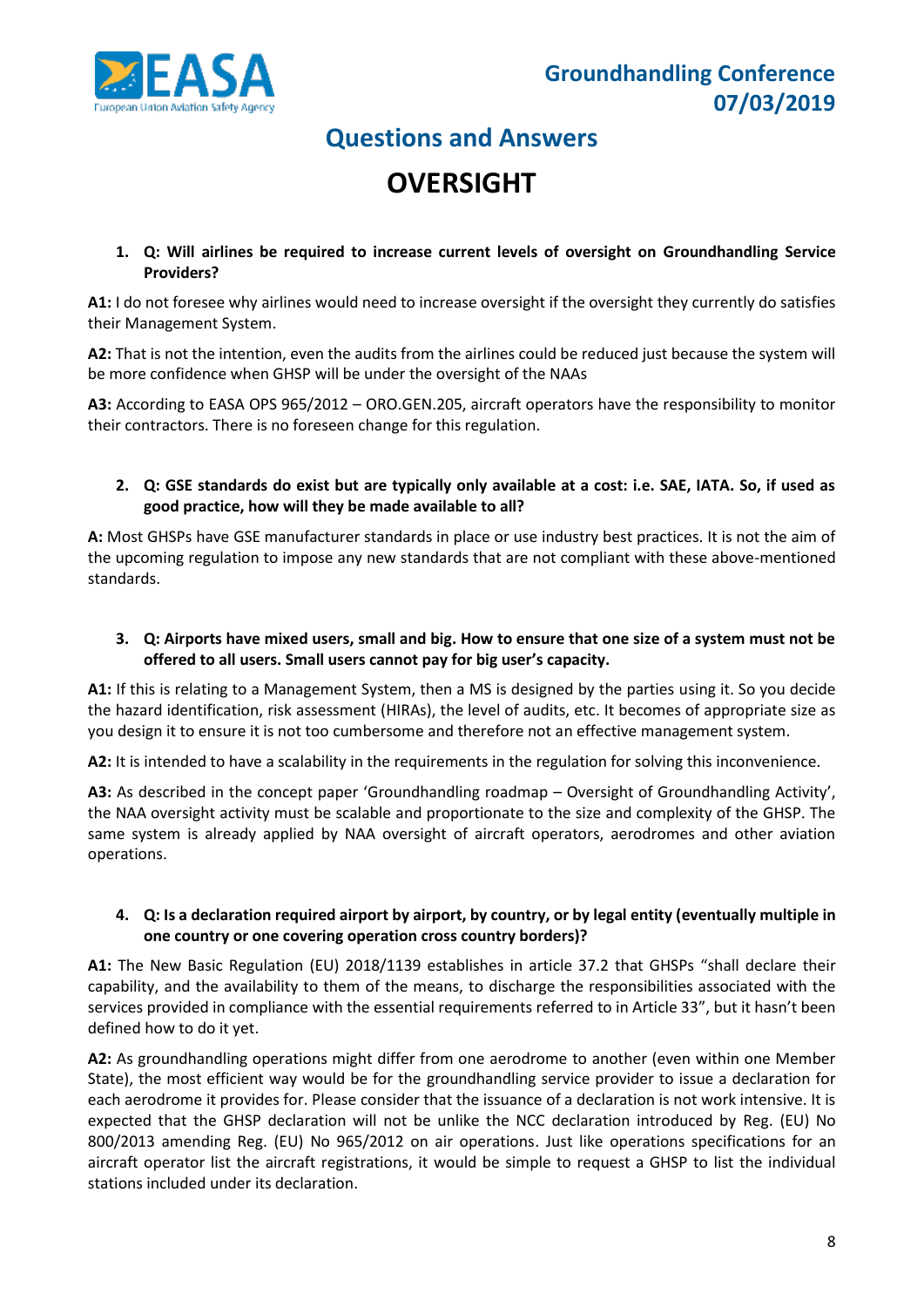## Questions and Answers

# OVERSIGHT

1. **Q: Will airlines be required to increase current levels of oversight on Groundhandling Service Providers?**

**A1:** I do not foresee why airlines would need to increase oversight if the oversight they currently do satisfies their Management System.

**A2:** That is not the intention, even the audits from the airlines could be reduced just because the system will be more confidence when GHSP will be under the oversight of the NAAs

**A3:** According to EASA OPS 965/2012 – ORO.GEN.205, aircraft operators have the responsibility to monitor their contractors. There is no foreseen change for this regulation.

2. **Q: GSE standards do exist but are typically only available at a cost: i.e. SAE, IATA. So, if used as good practice, how will they be made available to all?**

**A:** Most GHSPs have GSE manufacturer standards in place or use industry best practices. It is not the aim of the upcoming regulation to impose any new standards that are not compliant with these above-mentioned standards.

3. **Q: Airports have mixed users, small and big. How to ensure that one size of a system must not be offered to all users. Small users cannot pay for big user's capacity.**

**A1:** If this is relating to a Management System, then a MS is designed by the parties using it. So you decide the hazard identification, risk assessment (HIRAs), the level of audits, etc. It becomes of appropriate size as you design it to ensure it is not too cumbersome and therefore not an effective management system.

**A2:** It is intended to have a scalability in the requirements in the regulation for solving this inconvenience.

**A3:** As described in the concept paper 'Groundhandling roadmap – Oversight of Groundhandling Activity', the NAA oversight activity must be scalable and proportionate to the size and complexity of the GHSP. The same system is already applied by NAA oversight of aircraft operators, aerodromes and other aviation operations.

4. **Q: Is a declaration required airport by airport, by country, or by legal entity (eventually multiple in one country or one covering operation cross country borders)?**

**A1:** The New Basic Regulation (EU) 2018/1139 establishes in article 37.2 that GHSPs "shall declare their capability, and the availability to them of the means, to discharge the responsibilities associated with the services provided in compliance with the essential requirements referred to in Article 33", but it hasn't been defined how to do it yet.

**A2:** As groundhandling operations might differ from one aerodrome to another (even within one Member State), the most efficient way would be for the groundhandling service provider to issue a declaration for each aerodrome it provides for. Please consider that the issuance of a declaration is not work intensive. It is expected that the GHSP declaration will not be unlike the NCC declaration introduced by Reg. (EU) No 800/2013 amending Reg. (EU) No 965/2012 on air operations. Just like operations specifications for an aircraft operator list the aircraft registrations, it would be simple to request a GHSP to list the individual stations included under its declaration.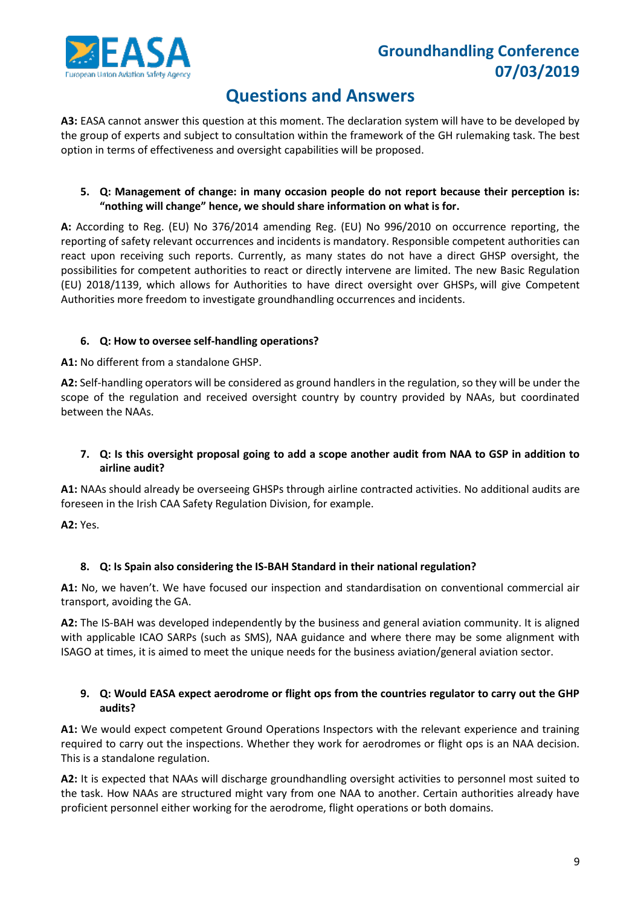## Questions and Answers

**A3:** EASA cannot answer this question at this moment. The declaration system will have to be developed by the group of experts and subject to consultation within the framework of the GH rulemaking task. The best option in terms of effectiveness and oversight capabilities will be proposed.

5. **Q: Management of change: in many occasion people do not report because their perception is: "nothing will change" hence, we should share information on what is for.**

**A:** According to Reg. (EU) No 376/2014 amending Reg. (EU) No 996/2010 on occurrence reporting, the reporting of safety relevant occurrences and incidents is mandatory. Responsible competent authorities can react upon receiving such reports. Currently, as many states do not have a direct GHSP oversight, the possibilities for competent authorities to react or directly intervene are limited. The new Basic Regulation (EU) 2018/1139, which allows for Authorities to have direct oversight over GHSPs, will give Competent Authorities more freedom to investigate groundhandling occurrences and incidents.

6. **Q: How to oversee self-handling operations?**

**A1:** No different from a standalone GHSP.

**A2:** Self-handling operators will be considered as ground handlers in the regulation, so they will be under the scope of the regulation and received oversight country by country provided by NAAs, but coordinated between the NAAs.

7. **Q: Is this oversight proposal going to add a scope another audit from NAA to GSP in addition to airline audit?**

**A1:** NAAs should already be overseeing GHSPs through airline contracted activities. No additional audits are foreseen in the Irish CAA Safety Regulation Division, for example.

**A2:** Yes.

8. **Q: Is Spain also considering the IS-BAH Standard in their national regulation?**

**A1:** No, we haven't. We have focused our inspection and standardisation on conventional commercial air transport, avoiding the GA.

**A2:** The IS-BAH was developed independently by the business and general aviation community. It is aligned with applicable ICAO SARPs (such as SMS), NAA guidance and where there may be some alignment with ISAGO at times, it is aimed to meet the unique needs for the business aviation/general aviation sector.

9. **Q: Would EASA expect aerodrome or flight ops from the countries regulator to carry out the GHP audits?**

**A1:** We would expect competent Ground Operations Inspectors with the relevant experience and training required to carry out the inspections. Whether they work for aerodromes or flight ops is an NAA decision. This is a standalone regulation.

**A2:** It is expected that NAAs will discharge groundhandling oversight activities to personnel most suited to the task. How NAAs are structured might vary from one NAA to another. Certain authorities already have proficient personnel either working for the aerodrome, flight operations or both domains.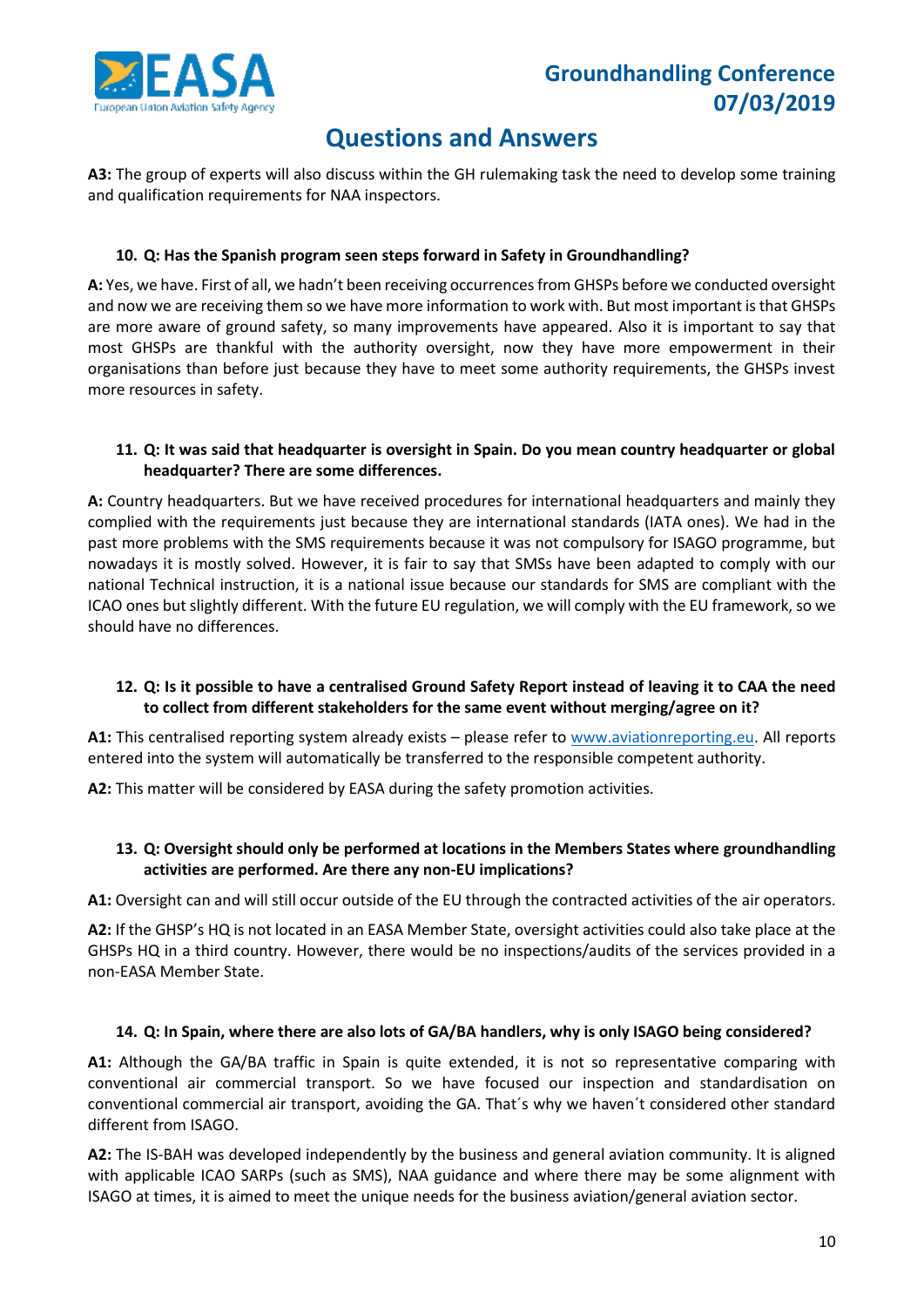**A3:** The group of experts will also discuss within the GH rulemaking task the need to develop some training and qualification requirements for NAA inspectors.

10. **Q: Has the Spanish program seen steps forward in Safety in Groundhandling?**

**A:** Yes, we have. First of all, we hadn't been receiving occurrences from GHSPs before we conducted oversight and now we are receiving them so we have more information to work with. But most important is that GHSPs are more aware of ground safety, so many improvements have appeared. Also it is important to say that most GHSPs are thankful with the authority oversight, now they have more empowerment in their organisations than before just because they have to meet some authority requirements, the GHSPs invest more resources in safety.

11. **Q: It was said that headquarter is oversight in Spain. Do you mean country headquarter or global headquarter? There are some differences.**

**A:** Country headquarters. But we have received procedures for international headquarters and mainly they complied with the requirements just because they are international standards (IATA ones). We had in the past more problems with the SMS requirements because it was not compulsory for ISAGO programme, but nowadays it is mostly solved. However, it is fair to say that SMSs have been adapted to comply with our national Technical instruction, it is a national issue because our standards for SMS are compliant with the ICAO ones but slightly different. With the future EU regulation, we will comply with the EU framework, so we should have no differences.

12. **Q: Is it possible to have a centralised Ground Safety Report instead of leaving it to CAA the need to collect from different stakeholders for the same event without merging/agree on it?**

**A1:** This centralised reporting system already exists – please refer to www.aviationreporting.eu. All reports entered into the system will automatically be transferred to the responsible competent authority.

**A2:** This matter will be considered by EASA during the safety promotion activities.

13. **Q: Oversight should only be performed at locations in the Members States where groundhandling activities are performed. Are there any non-EU implications?**

**A1:** Oversight can and will still occur outside of the EU through the contracted activities of the air operators.

**A2:** If the GHSP's HQ is not located in an EASA Member State, oversight activities could also take place at the GHSPs HQ in a third country. However, there would be no inspections/audits of the services provided in a non-EASA Member State.

14. **Q: In Spain, where there are also lots of GA/BA handlers, why is only ISAGO being considered?**

**A1:** Although the GA/BA traffic in Spain is quite extended, it is not so representative comparing with conventional air commercial transport. So we have focused our inspection and standardisation on conventional commercial air transport, avoiding the GA. That´s why we haven´t considered other standard different from ISAGO.

**A2:** The IS-BAH was developed independently by the business and general aviation community. It is aligned with applicable ICAO SARPs (such as SMS), NAA guidance and where there may be some alignment with ISAGO at times, it is aimed to meet the unique needs for the business aviation/general aviation sector.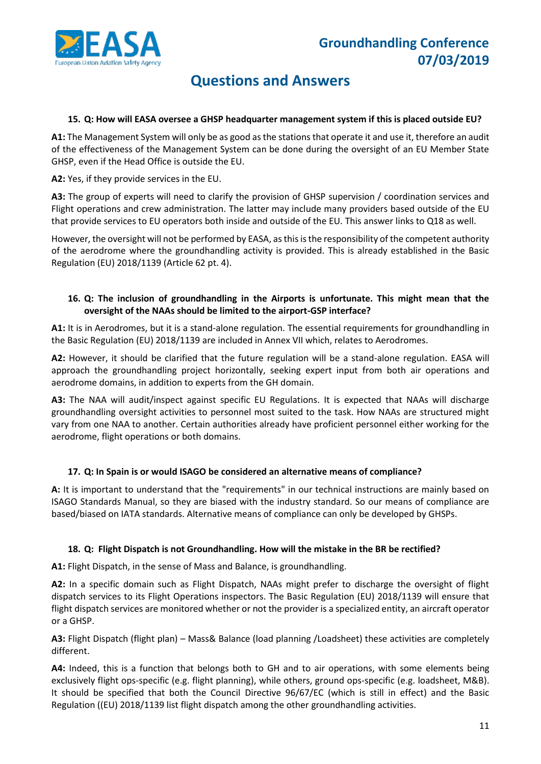**15. Q: How will EASA oversee a GHSP headquarter management system if this is placed outside EU?**

**A1:** The Management System will only be as good as the stations that operate it and use it, therefore an audit of the effectiveness of the Management System can be done during the oversight of an EU Member State GHSP, even if the Head Office is outside the EU.

**A2:** Yes, if they provide services in the EU.

**A3:** The group of experts will need to clarify the provision of GHSP supervision / coordination services and Flight operations and crew administration. The latter may include many providers based outside of the EU that provide services to EU operators both inside and outside of the EU. This answer links to Q18 as well.

However, the oversight will not be performed by EASA, as this is the responsibility of the competent authority of the aerodrome where the groundhandling activity is provided. This is already established in the Basic Regulation (EU) 2018/1139 (Article 62 pt. 4).

**16. Q: The inclusion of groundhandling in the Airports is unfortunate. This might mean that the oversight of the NAAs should be limited to the airport-GSP interface?**

**A1:** It is in Aerodromes, but it is a stand-alone regulation. The essential requirements for groundhandling in the Basic Regulation (EU) 2018/1139 are included in Annex VII which, relates to Aerodromes.

**A2:** However, it should be clarified that the future regulation will be a stand-alone regulation. EASA will approach the groundhandling project horizontally, seeking expert input from both air operations and aerodrome domains, in addition to experts from the GH domain.

**A3:** The NAA will audit/inspect against specific EU Regulations. It is expected that NAAs will discharge groundhandling oversight activities to personnel most suited to the task. How NAAs are structured might vary from one NAA to another. Certain authorities already have proficient personnel either working for the aerodrome, flight operations or both domains.

**17. Q: In Spain is or would ISAGO be considered an alternative means of compliance?**

**A:** It is important to understand that the "requirements" in our technical instructions are mainly based on ISAGO Standards Manual, so they are biased with the industry standard. So our means of compliance are based/biased on IATA standards. Alternative means of compliance can only be developed by GHSPs.

**18. Q: Flight Dispatch is not Groundhandling. How will the mistake in the BR be rectified?**

**A1:** Flight Dispatch, in the sense of Mass and Balance, is groundhandling.

**A2:** In a specific domain such as Flight Dispatch, NAAs might prefer to discharge the oversight of flight dispatch services to its Flight Operations inspectors. The Basic Regulation (EU) 2018/1139 will ensure that flight dispatch services are monitored whether or not the provider is a specialized entity, an aircraft operator or a GHSP.

**A3:** Flight Dispatch (flight plan) – Mass& Balance (load planning /Loadsheet) these activities are completely different.

**A4:** Indeed, this is a function that belongs both to GH and to air operations, with some elements being exclusively flight ops-specific (e.g. flight planning), while others, ground ops-specific (e.g. loadsheet, M&B). It should be specified that both the Council Directive 96/67/EC (which is still in effect) and the Basic Regulation ((EU) 2018/1139 list flight dispatch among the other groundhandling activities.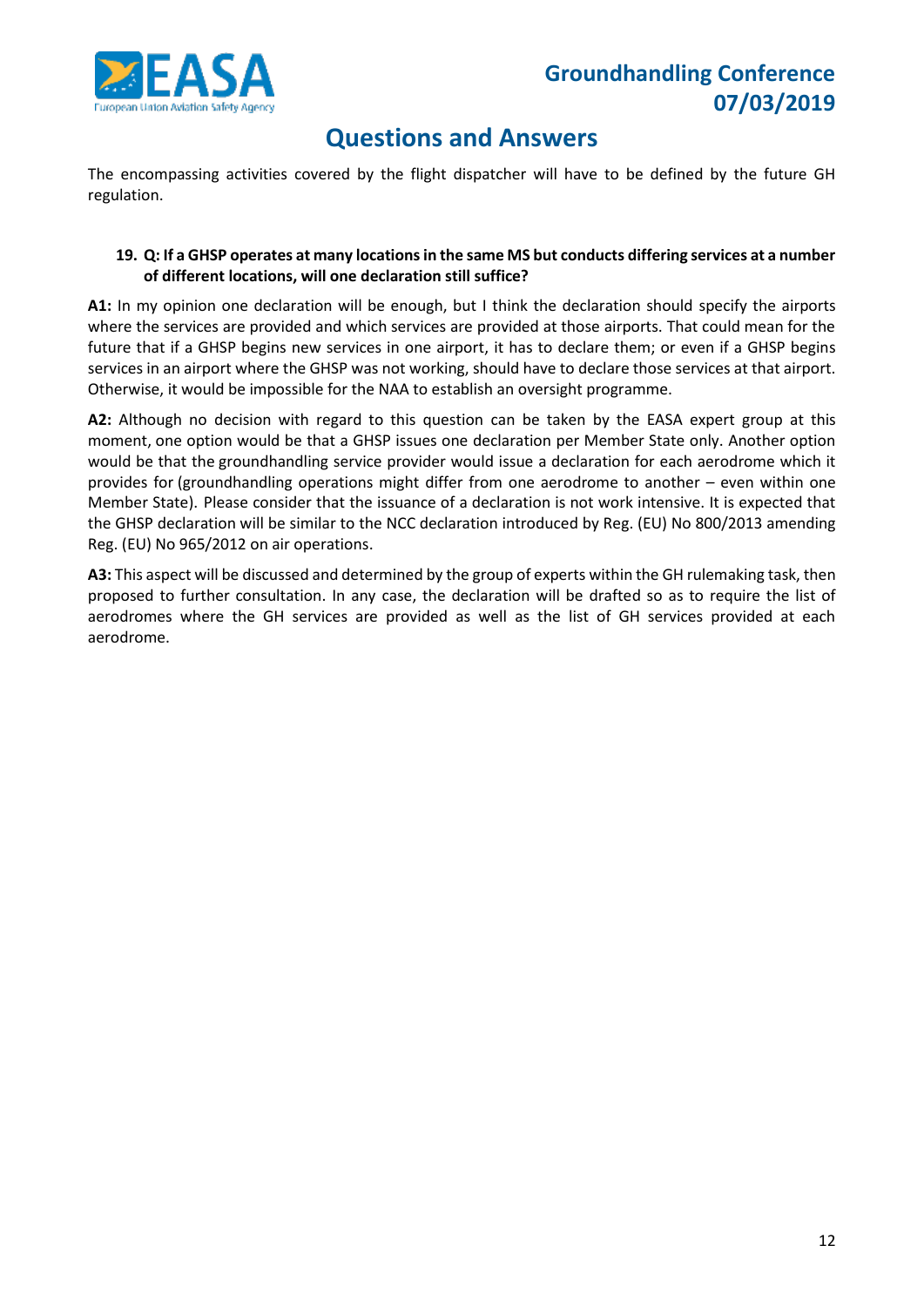The encompassing activities covered by the flight dispatcher will have to be defined by the future GH regulation.

19. **Q: If a GHSP operates at many locations in the same MS but conducts differing services at a number of different locations, will one declaration still suffice?**

**A1:** In my opinion one declaration will be enough, but I think the declaration should specify the airports where the services are provided and which services are provided at those airports. That could mean for the future that if a GHSP begins new services in one airport, it has to declare them; or even if a GHSP begins services in an airport where the GHSP was not working, should have to declare those services at that airport. Otherwise, it would be impossible for the NAA to establish an oversight programme.

**A2:** Although no decision with regard to this question can be taken by the EASA expert group at this moment, one option would be that a GHSP issues one declaration per Member State only. Another option would be that the groundhandling service provider would issue a declaration for each aerodrome which it provides for (groundhandling operations might differ from one aerodrome to another – even within one Member State). Please consider that the issuance of a declaration is not work intensive. It is expected that the GHSP declaration will be similar to the NCC declaration introduced by Reg. (EU) No 800/2013 amending Reg. (EU) No 965/2012 on air operations.

**A3:** This aspect will be discussed and determined by the group of experts within the GH rulemaking task, then proposed to further consultation. In any case, the declaration will be drafted so as to require the list of aerodromes where the GH services are provided as well as the list of GH services provided at each aerodrome.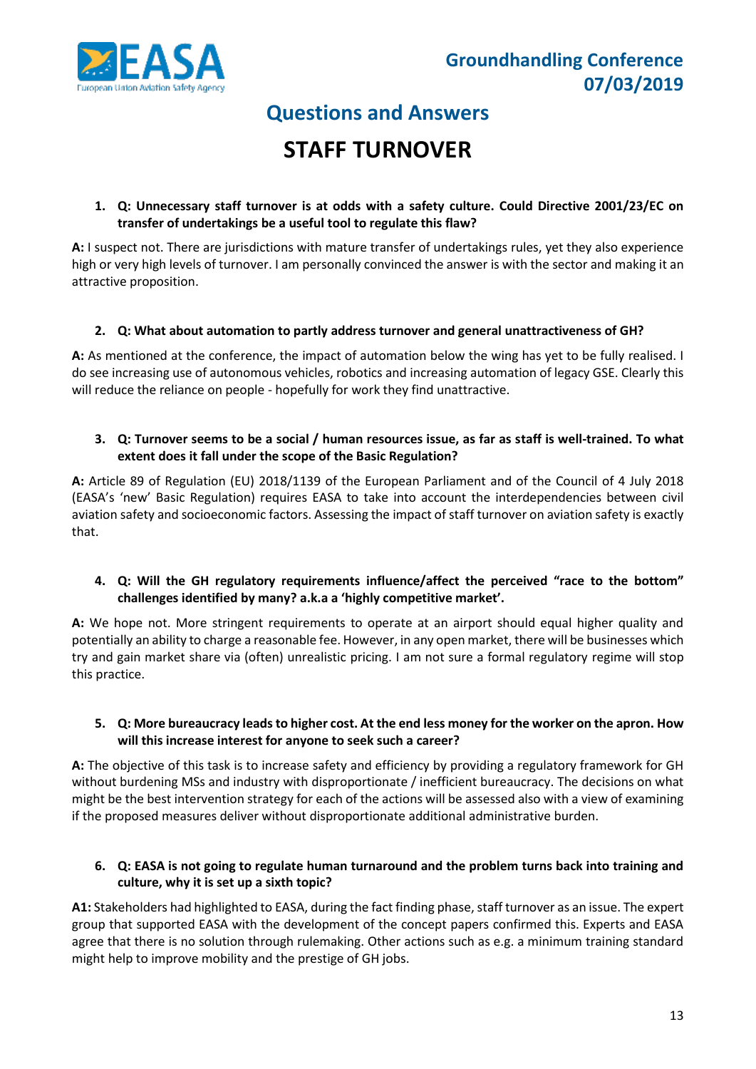## Questions and Answers

# STAFF TURNOVER

1. **Q: Unnecessary staff turnover is at odds with a safety culture. Could Directive 2001/23/EC on transfer of undertakings be a useful tool to regulate this flaw?**

**A:** I suspect not. There are jurisdictions with mature transfer of undertakings rules, yet they also experience high or very high levels of turnover. I am personally convinced the answer is with the sector and making it an attractive proposition.

2. **Q: What about automation to partly address turnover and general unattractiveness of GH?**

**A:** As mentioned at the conference, the impact of automation below the wing has yet to be fully realised. I do see increasing use of autonomous vehicles, robotics and increasing automation of legacy GSE. Clearly this will reduce the reliance on people - hopefully for work they find unattractive.

3. **Q: Turnover seems to be a social / human resources issue, as far as staff is well-trained. To what extent does it fall under the scope of the Basic Regulation?**

**A:** Article 89 of Regulation (EU) 2018/1139 of the European Parliament and of the Council of 4 July 2018 (EASA's 'new' Basic Regulation) requires EASA to take into account the interdependencies between civil aviation safety and socioeconomic factors. Assessing the impact of staff turnover on aviation safety is exactly that.

4. **Q: Will the GH regulatory requirements influence/affect the perceived "race to the bottom" challenges identified by many? a.k.a a 'highly competitive market'.**

**A:** We hope not. More stringent requirements to operate at an airport should equal higher quality and potentially an ability to charge a reasonable fee. However, in any open market, there will be businesses which try and gain market share via (often) unrealistic pricing. I am not sure a formal regulatory regime will stop this practice.

5. **Q: More bureaucracy leads to higher cost. At the end less money for the worker on the apron. How will this increase interest for anyone to seek such a career?**

**A:** The objective of this task is to increase safety and efficiency by providing a regulatory framework for GH without burdening MSs and industry with disproportionate / inefficient bureaucracy. The decisions on what might be the best intervention strategy for each of the actions will be assessed also with a view of examining if the proposed measures deliver without disproportionate additional administrative burden.

6. **Q: EASA is not going to regulate human turnaround and the problem turns back into training and culture, why it is set up a sixth topic?**

**A1:** Stakeholders had highlighted to EASA, during the fact finding phase, staff turnover as an issue. The expert group that supported EASA with the development of the concept papers confirmed this. Experts and EASA agree that there is no solution through rulemaking. Other actions such as e.g. a minimum training standard might help to improve mobility and the prestige of GH jobs.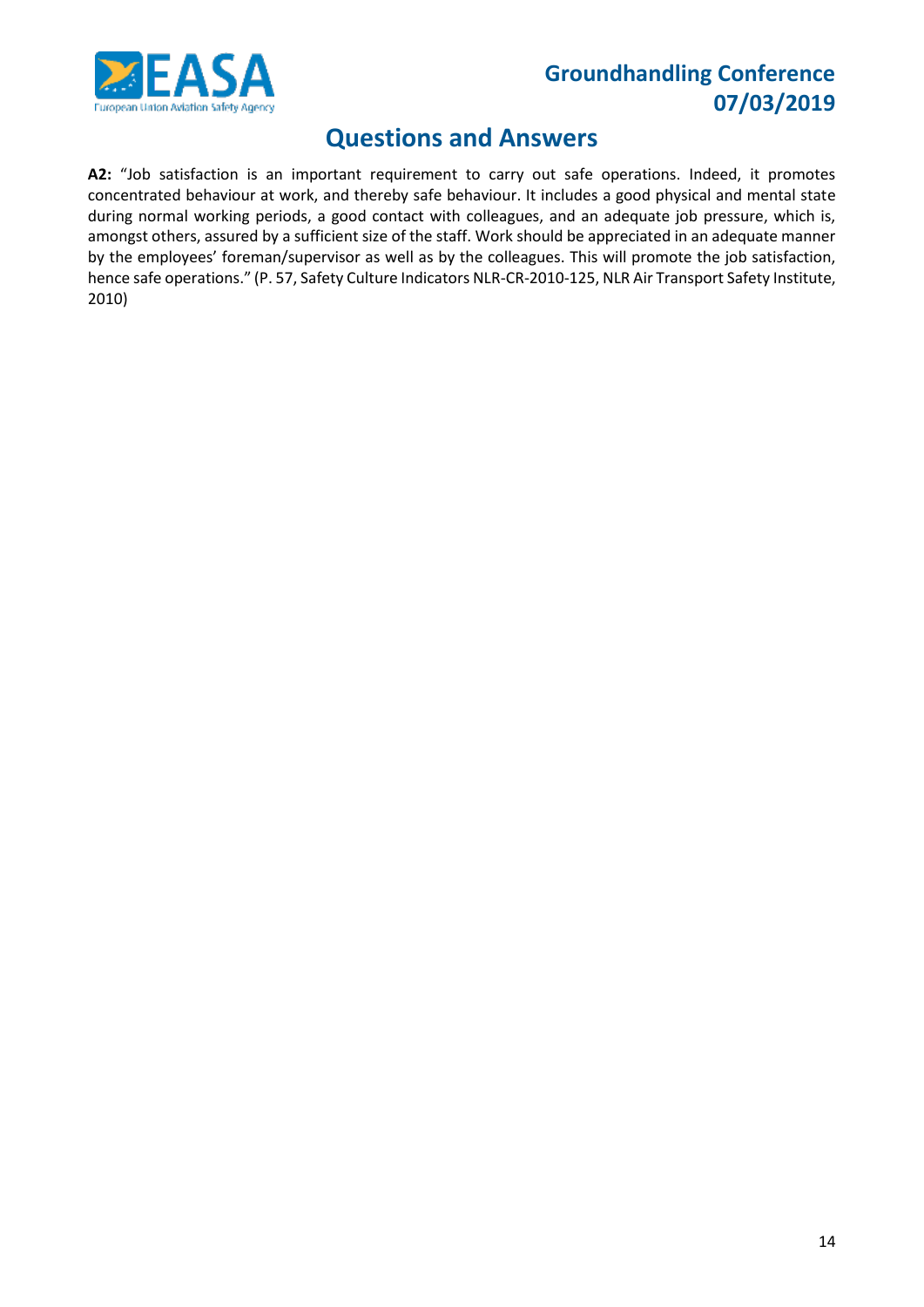## Questions and Answers

**A2:** "Job satisfaction is an important requirement to carry out safe operations. Indeed, it promotes concentrated behaviour at work, and thereby safe behaviour. It includes a good physical and mental state during normal working periods, a good contact with colleagues, and an adequate job pressure, which is, amongst others, assured by a sufficient size of the staff. Work should be appreciated in an adequate manner by the employees' foreman/supervisor as well as by the colleagues. This will promote the job satisfaction, hence safe operations." (P. 57, Safety Culture Indicators NLR-CR-2010-125, NLR Air Transport Safety Institute, 2010)